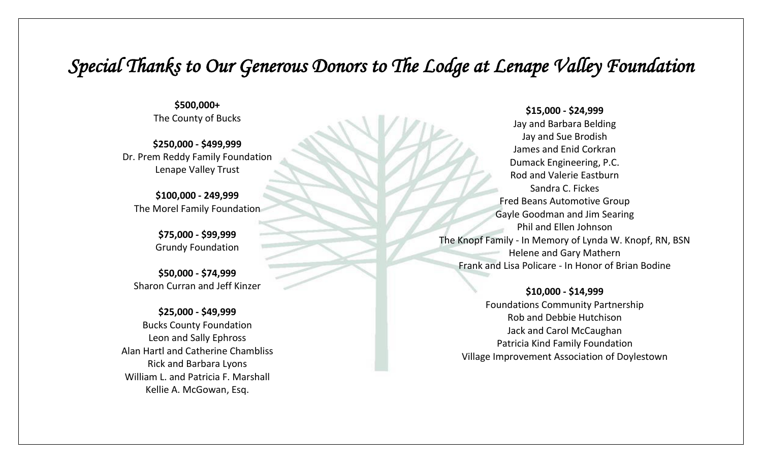# *Special Thanks to Our Generous Donors to The Lodge at Lenape Valley Foundation*

**$500,000+**
The County of Bucks

**$250,000 - $499,999**
Dr. Prem Reddy Family Foundation
Lenape Valley Trust

**$100,000 - 249,999**
The Morel Family Foundation

**$75,000 - $99,999**
Grundy Foundation

**$50,000 - $74,999**
Sharon Curran and Jeff Kinzer

**$25,000 - $49,999**
Bucks County Foundation
Leon and Sally Ephross
Alan Hartl and Catherine Chambliss
Rick and Barbara Lyons
William L. and Patricia F. Marshall
Kellie A. McGowan, Esq.

**$15,000 - $24,999**
Jay and Barbara Belding
Jay and Sue Brodish
James and Enid Corkran
Dumack Engineering, P.C.
Rod and Valerie Eastburn
Sandra C. Fickes
Fred Beans Automotive Group
Gayle Goodman and Jim Searing
Phil and Ellen Johnson
The Knopf Family - In Memory of Lynda W. Knopf, RN, BSN
Helene and Gary Mathern
Frank and Lisa Policare - In Honor of Brian Bodine

**$10,000 - $14,999**
Foundations Community Partnership
Rob and Debbie Hutchison
Jack and Carol McCaughan
Patricia Kind Family Foundation
Village Improvement Association of Doylestown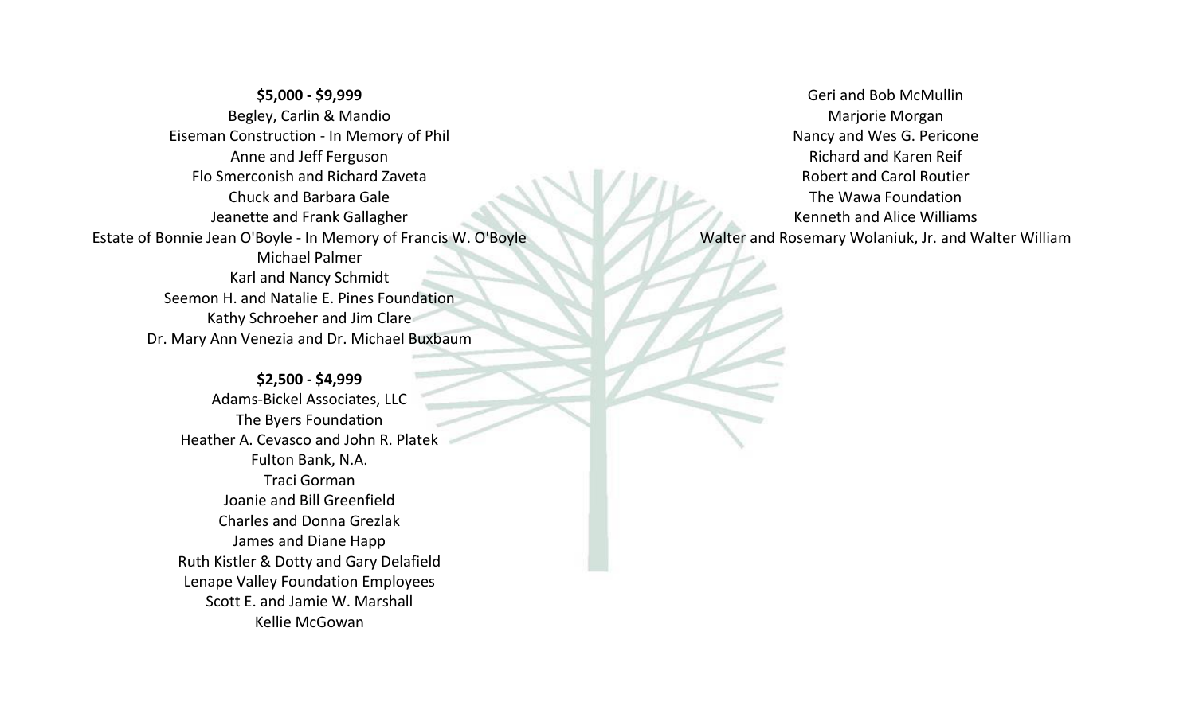**$5,000 - $9,999**

Begley, Carlin & Mandio
Eiseman Construction - In Memory of Phil
Anne and Jeff Ferguson
Flo Smerconish and Richard Zaveta
Chuck and Barbara Gale
Jeanette and Frank Gallagher
Estate of Bonnie Jean O'Boyle - In Memory of Francis W. O'Boyle
Michael Palmer
Karl and Nancy Schmidt
Seemon H. and Natalie E. Pines Foundation
Kathy Schroeher and Jim Clare
Dr. Mary Ann Venezia and Dr. Michael Buxbaum

**$2,500 - $4,999**

Adams-Bickel Associates, LLC
The Byers Foundation
Heather A. Cevasco and John R. Platek
Fulton Bank, N.A.
Traci Gorman
Joanie and Bill Greenfield
Charles and Donna Grezlak
James and Diane Happ
Ruth Kistler & Dotty and Gary Delafield
Lenape Valley Foundation Employees
Scott E. and Jamie W. Marshall
Kellie McGowan
Geri and Bob McMullin
Marjorie Morgan
Nancy and Wes G. Pericone
Richard and Karen Reif
Robert and Carol Routier
The Wawa Foundation
Kenneth and Alice Williams
Walter and Rosemary Wolaniuk, Jr. and Walter William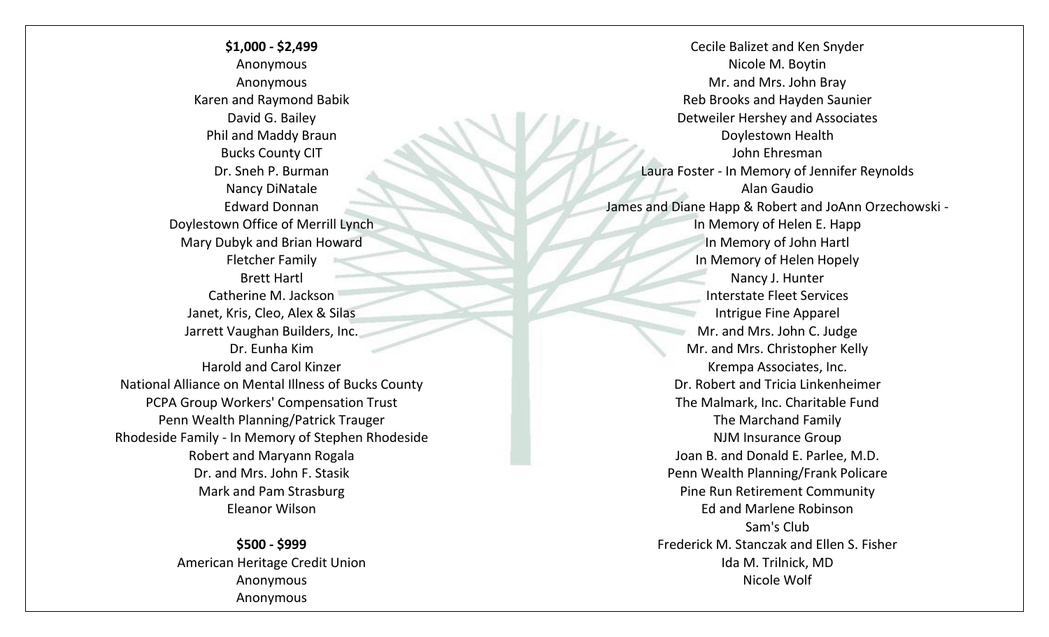**$1,000 - $2,499**

Anonymous
Anonymous
Karen and Raymond Babik
David G. Bailey
Phil and Maddy Braun
Bucks County CIT
Dr. Sneh P. Burman
Nancy DiNatale
Edward Donnan
Doylestown Office of Merrill Lynch
Mary Dubyk and Brian Howard
Fletcher Family
Brett Hartl
Catherine M. Jackson
Janet, Kris, Cleo, Alex & Silas
Jarrett Vaughan Builders, Inc.
Dr. Eunha Kim
Harold and Carol Kinzer
National Alliance on Mental Illness of Bucks County
PCPA Group Workers' Compensation Trust
Penn Wealth Planning/Patrick Trauger
Rhodeside Family - In Memory of Stephen Rhodeside
Robert and Maryann Rogala
Dr. and Mrs. John F. Stasik
Mark and Pam Strasburg
Eleanor Wilson

**$500 - $999**

American Heritage Credit Union
Anonymous
Anonymous
Cecile Balizet and Ken Snyder
Nicole M. Boytin
Mr. and Mrs. John Bray
Reb Brooks and Hayden Saunier
Detweiler Hershey and Associates
Doylestown Health
John Ehresman
Laura Foster - In Memory of Jennifer Reynolds
Alan Gaudio
James and Diane Happ & Robert and JoAnn Orzechowski -
In Memory of Helen E. Happ
In Memory of John Hartl
In Memory of Helen Hopely
Nancy J. Hunter
Interstate Fleet Services
Intrigue Fine Apparel
Mr. and Mrs. John C. Judge
Mr. and Mrs. Christopher Kelly
Krempa Associates, Inc.
Dr. Robert and Tricia Linkenheimer
The Malmark, Inc. Charitable Fund
The Marchand Family
NJM Insurance Group
Joan B. and Donald E. Parlee, M.D.
Penn Wealth Planning/Frank Policare
Pine Run Retirement Community
Ed and Marlene Robinson
Sam's Club
Frederick M. Stanczak and Ellen S. Fisher
Ida M. Trilnick, MD
Nicole Wolf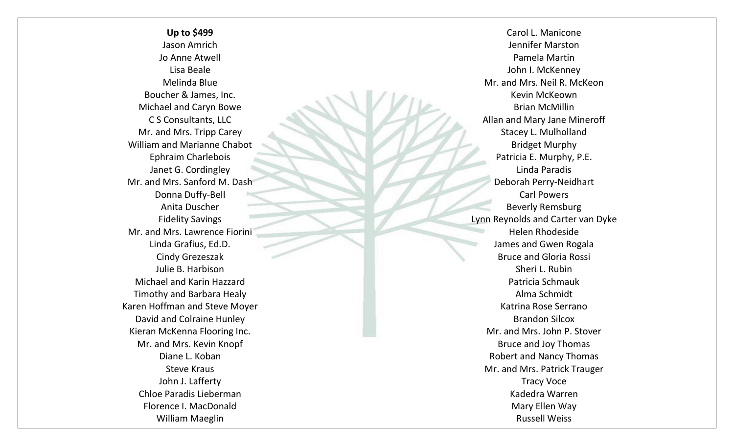**Up to $499**

Jason Amrich
Jo Anne Atwell
Lisa Beale
Melinda Blue
Boucher & James, Inc.
Michael and Caryn Bowe
C S Consultants, LLC
Mr. and Mrs. Tripp Carey
William and Marianne Chabot
Ephraim Charlebois
Janet G. Cordingley
Mr. and Mrs. Sanford M. Dash
Donna Duffy-Bell
Anita Duscher
Fidelity Savings
Mr. and Mrs. Lawrence Fiorini
Linda Grafius, Ed.D.
Cindy Grezeszak
Julie B. Harbison
Michael and Karin Hazzard
Timothy and Barbara Healy
Karen Hoffman and Steve Moyer
David and Colraine Hunley
Kieran McKenna Flooring Inc.
Mr. and Mrs. Kevin Knopf
Diane L. Koban
Steve Kraus
John J. Lafferty
Chloe Paradis Lieberman
Florence I. MacDonald
William Maeglin
Carol L. Manicone
Jennifer Marston
Pamela Martin
John I. McKenney
Mr. and Mrs. Neil R. McKeon
Kevin McKeown
Brian McMillin
Allan and Mary Jane Mineroff
Stacey L. Mulholland
Bridget Murphy
Patricia E. Murphy, P.E.
Linda Paradis
Deborah Perry-Neidhart
Carl Powers
Beverly Remsburg
Lynn Reynolds and Carter van Dyke
Helen Rhodeside
James and Gwen Rogala
Bruce and Gloria Rossi
Sheri L. Rubin
Patricia Schmauk
Alma Schmidt
Katrina Rose Serrano
Brandon Silcox
Mr. and Mrs. John P. Stover
Bruce and Joy Thomas
Robert and Nancy Thomas
Mr. and Mrs. Patrick Trauger
Tracy Voce
Kadedra Warren
Mary Ellen Way
Russell Weiss